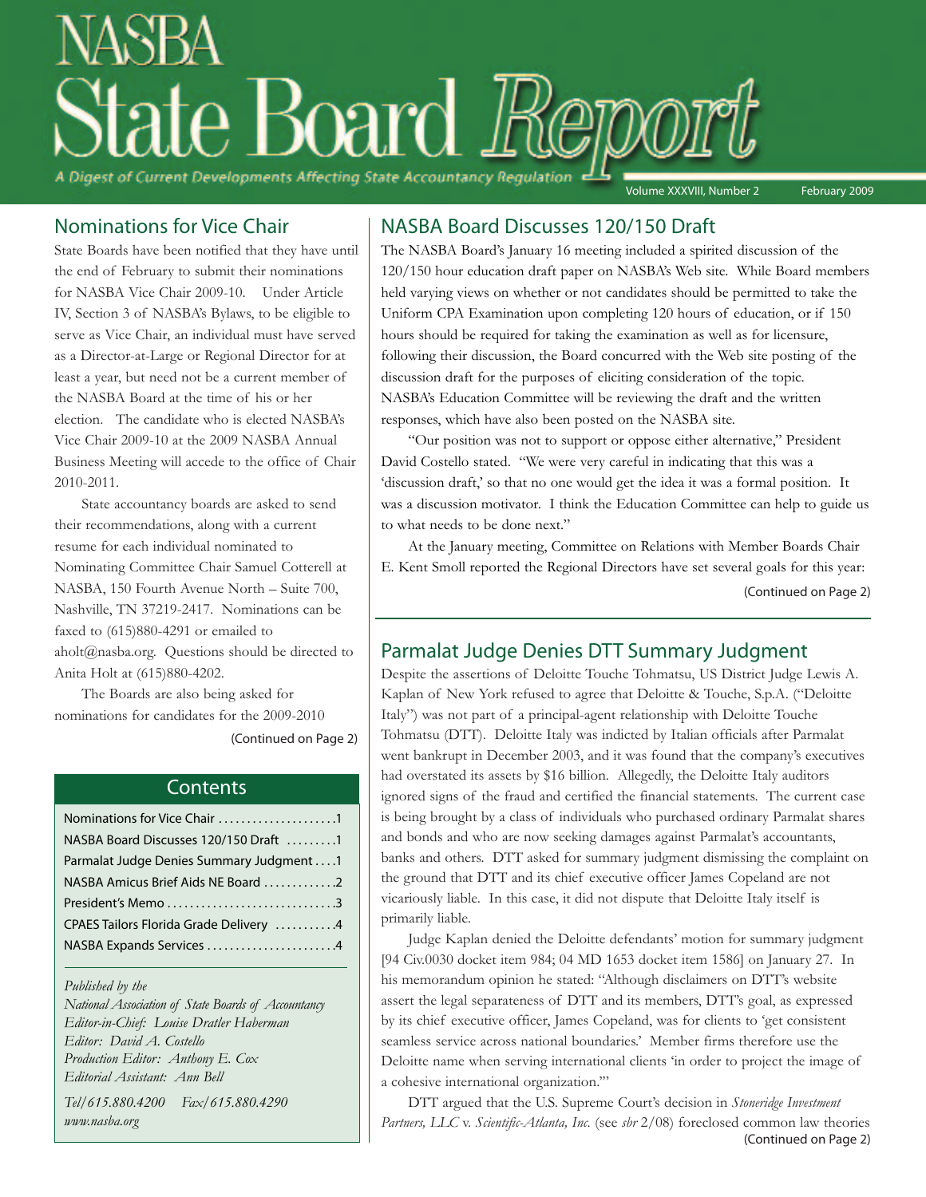# NASBA State Board Report

A Digest of Current Developments Affecting State Accountancy Regulation

Volume XXXVIII, Number 2 — February 2009

## Nominations for Vice Chair

State Boards have been notified that they have until the end of February to submit their nominations for NASBA Vice Chair 2009-10. Under Article IV, Section 3 of NASBA's Bylaws, to be eligible to serve as Vice Chair, an individual must have served as a Director-at-Large or Regional Director for at least a year, but need not be a current member of the NASBA Board at the time of his or her election. The candidate who is elected NASBA's Vice Chair 2009-10 at the 2009 NASBA Annual Business Meeting will accede to the office of Chair 2010-2011.

State accountancy boards are asked to send their recommendations, along with a current resume for each individual nominated to Nominating Committee Chair Samuel Cotterell at NASBA, 150 Fourth Avenue North – Suite 700, Nashville, TN 37219-2417. Nominations can be faxed to (615)880-4291 or emailed to aholt@nasba.org. Questions should be directed to Anita Holt at (615)880-4202.

The Boards are also being asked for nominations for candidates for the 2009-2010

(Continued on Page 2)

## Contents

| | |
|---|---|
| Nominations for Vice Chair | 1 |
| NASBA Board Discusses 120/150 Draft | 1 |
| Parmalat Judge Denies Summary Judgment | 1 |
| NASBA Amicus Brief Aids NE Board | 2 |
| President's Memo | 3 |
| CPAES Tailors Florida Grade Delivery | 4 |
| NASBA Expands Services | 4 |

*Published by the*
*National Association of State Boards of Accountancy*
*Editor-in-Chief: Louise Dratler Haberman*
*Editor: David A. Costello*
*Production Editor: Anthony E. Cox*
*Editorial Assistant: Ann Bell*

*Tel/615.880.4200 Fax/615.880.4290*
*www.nasba.org*

## NASBA Board Discusses 120/150 Draft

The NASBA Board's January 16 meeting included a spirited discussion of the 120/150 hour education draft paper on NASBA's Web site. While Board members held varying views on whether or not candidates should be permitted to take the Uniform CPA Examination upon completing 120 hours of education, or if 150 hours should be required for taking the examination as well as for licensure, following their discussion, the Board concurred with the Web site posting of the discussion draft for the purposes of eliciting consideration of the topic. NASBA's Education Committee will be reviewing the draft and the written responses, which have also been posted on the NASBA site.

"Our position was not to support or oppose either alternative," President David Costello stated. "We were very careful in indicating that this was a 'discussion draft,' so that no one would get the idea it was a formal position. It was a discussion motivator. I think the Education Committee can help to guide us to what needs to be done next."

At the January meeting, Committee on Relations with Member Boards Chair E. Kent Smoll reported the Regional Directors have set several goals for this year:

(Continued on Page 2)

## Parmalat Judge Denies DTT Summary Judgment

Despite the assertions of Deloitte Touche Tohmatsu, US District Judge Lewis A. Kaplan of New York refused to agree that Deloitte & Touche, S.p.A. ("Deloitte Italy") was not part of a principal-agent relationship with Deloitte Touche Tohmatsu (DTT). Deloitte Italy was indicted by Italian officials after Parmalat went bankrupt in December 2003, and it was found that the company's executives had overstated its assets by $16 billion. Allegedly, the Deloitte Italy auditors ignored signs of the fraud and certified the financial statements. The current case is being brought by a class of individuals who purchased ordinary Parmalat shares and bonds and who are now seeking damages against Parmalat's accountants, banks and others. DTT asked for summary judgment dismissing the complaint on the ground that DTT and its chief executive officer James Copeland are not vicariously liable. In this case, it did not dispute that Deloitte Italy itself is primarily liable.

Judge Kaplan denied the Deloitte defendants' motion for summary judgment [94 Civ.0030 docket item 984; 04 MD 1653 docket item 1586] on January 27. In his memorandum opinion he stated: "Although disclaimers on DTT's website assert the legal separateness of DTT and its members, DTT's goal, as expressed by its chief executive officer, James Copeland, was for clients to 'get consistent seamless service across national boundaries.' Member firms therefore use the Deloitte name when serving international clients 'in order to project the image of a cohesive international organization.'"

DTT argued that the U.S. Supreme Court's decision in *Stoneridge Investment Partners, LLC* v. *Scientific-Atlanta, Inc.* (see *sbr* 2/08) foreclosed common law theories

(Continued on Page 2)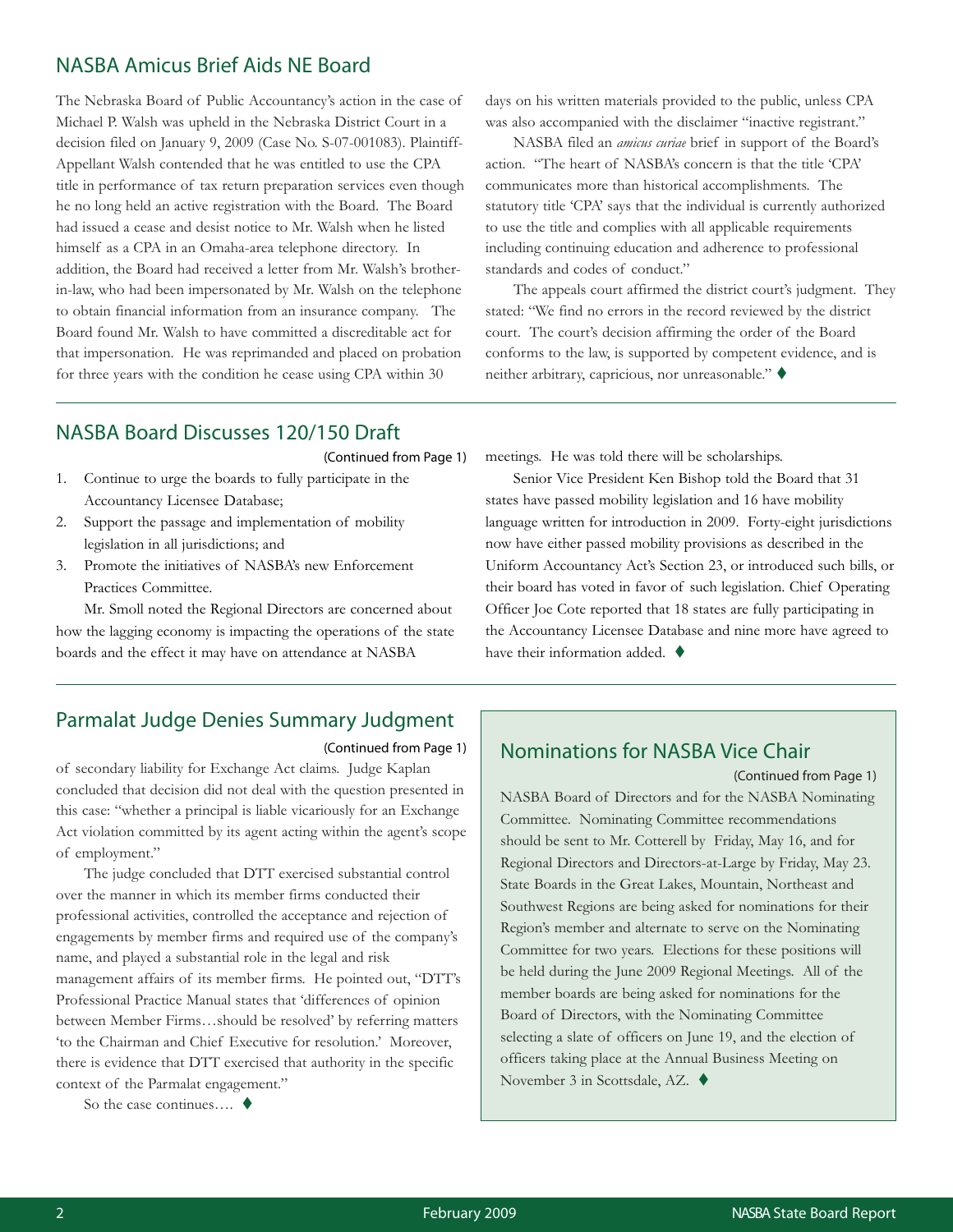## NASBA Amicus Brief Aids NE Board

The Nebraska Board of Public Accountancy's action in the case of Michael P. Walsh was upheld in the Nebraska District Court in a decision filed on January 9, 2009 (Case No. S-07-001083). Plaintiff-Appellant Walsh contended that he was entitled to use the CPA title in performance of tax return preparation services even though he no long held an active registration with the Board. The Board had issued a cease and desist notice to Mr. Walsh when he listed himself as a CPA in an Omaha-area telephone directory. In addition, the Board had received a letter from Mr. Walsh's brother-in-law, who had been impersonated by Mr. Walsh on the telephone to obtain financial information from an insurance company. The Board found Mr. Walsh to have committed a discreditable act for that impersonation. He was reprimanded and placed on probation for three years with the condition he cease using CPA within 30 days on his written materials provided to the public, unless CPA was also accompanied with the disclaimer "inactive registrant."

NASBA filed an *amicus curiae* brief in support of the Board's action. "The heart of NASBA's concern is that the title 'CPA' communicates more than historical accomplishments. The statutory title 'CPA' says that the individual is currently authorized to use the title and complies with all applicable requirements including continuing education and adherence to professional standards and codes of conduct."

The appeals court affirmed the district court's judgment. They stated: "We find no errors in the record reviewed by the district court. The court's decision affirming the order of the Board conforms to the law, is supported by competent evidence, and is neither arbitrary, capricious, nor unreasonable." ♦

## NASBA Board Discusses 120/150 Draft

(Continued from Page 1)

1. Continue to urge the boards to fully participate in the Accountancy Licensee Database;
2. Support the passage and implementation of mobility legislation in all jurisdictions; and
3. Promote the initiatives of NASBA's new Enforcement Practices Committee.

Mr. Smoll noted the Regional Directors are concerned about how the lagging economy is impacting the operations of the state boards and the effect it may have on attendance at NASBA meetings. He was told there will be scholarships.

Senior Vice President Ken Bishop told the Board that 31 states have passed mobility legislation and 16 have mobility language written for introduction in 2009. Forty-eight jurisdictions now have either passed mobility provisions as described in the Uniform Accountancy Act's Section 23, or introduced such bills, or their board has voted in favor of such legislation. Chief Operating Officer Joe Cote reported that 18 states are fully participating in the Accountancy Licensee Database and nine more have agreed to have their information added. ♦

## Parmalat Judge Denies Summary Judgment

(Continued from Page 1)

of secondary liability for Exchange Act claims. Judge Kaplan concluded that decision did not deal with the question presented in this case: "whether a principal is liable vicariously for an Exchange Act violation committed by its agent acting within the agent's scope of employment."

The judge concluded that DTT exercised substantial control over the manner in which its member firms conducted their professional activities, controlled the acceptance and rejection of engagements by member firms and required use of the company's name, and played a substantial role in the legal and risk management affairs of its member firms. He pointed out, "DTT's Professional Practice Manual states that 'differences of opinion between Member Firms…should be resolved' by referring matters 'to the Chairman and Chief Executive for resolution.' Moreover, there is evidence that DTT exercised that authority in the specific context of the Parmalat engagement."

So the case continues…. ♦

## Nominations for NASBA Vice Chair

(Continued from Page 1)

NASBA Board of Directors and for the NASBA Nominating Committee. Nominating Committee recommendations should be sent to Mr. Cotterell by Friday, May 16, and for Regional Directors and Directors-at-Large by Friday, May 23. State Boards in the Great Lakes, Mountain, Northeast and Southwest Regions are being asked for nominations for their Region's member and alternate to serve on the Nominating Committee for two years. Elections for these positions will be held during the June 2009 Regional Meetings. All of the member boards are being asked for nominations for the Board of Directors, with the Nominating Committee selecting a slate of officers on June 19, and the election of officers taking place at the Annual Business Meeting on November 3 in Scottsdale, AZ. ♦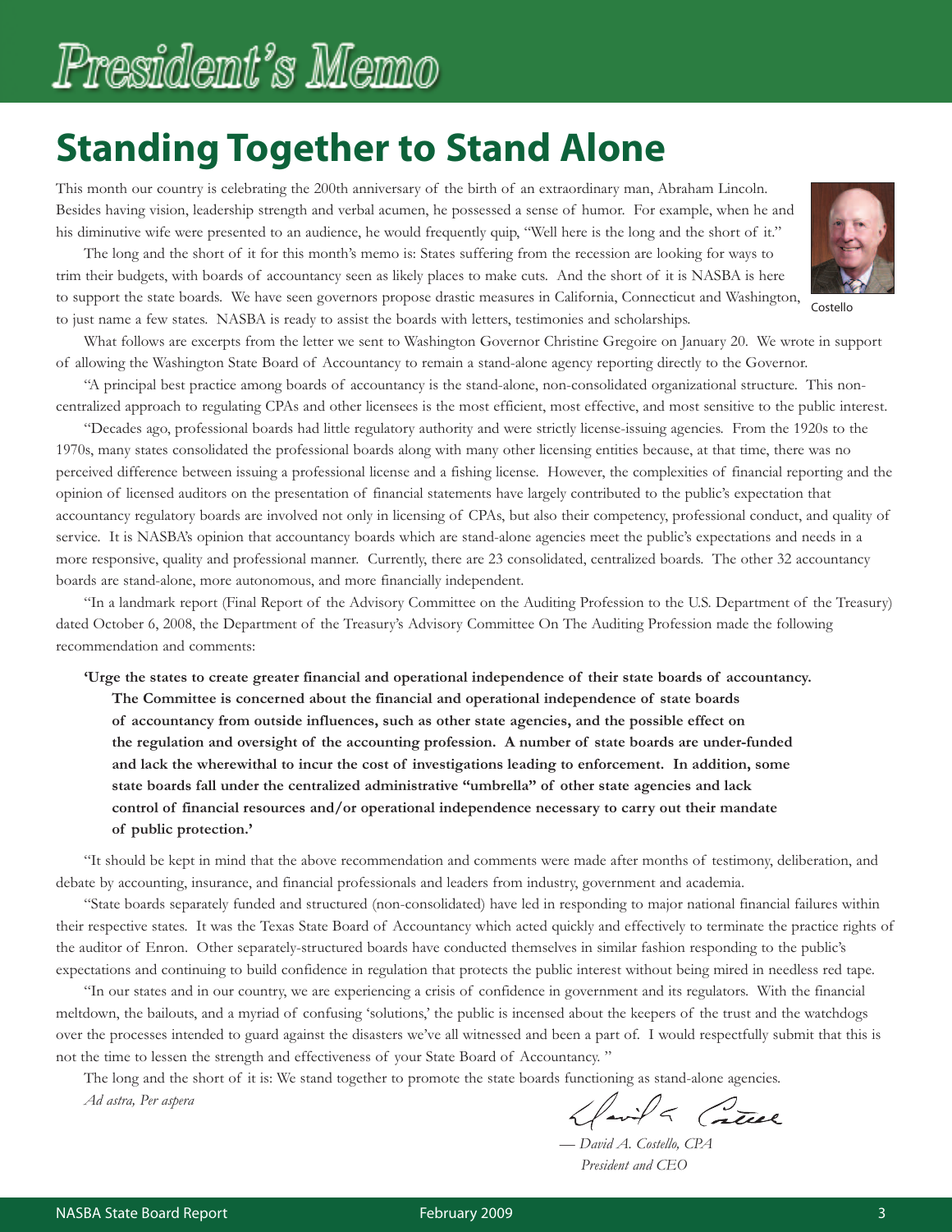# President's Memo

## Standing Together to Stand Alone

This month our country is celebrating the 200th anniversary of the birth of an extraordinary man, Abraham Lincoln. Besides having vision, leadership strength and verbal acumen, he possessed a sense of humor. For example, when he and his diminutive wife were presented to an audience, he would frequently quip, "Well here is the long and the short of it."

The long and the short of it for this month's memo is: States suffering from the recession are looking for ways to trim their budgets, with boards of accountancy seen as likely places to make cuts. And the short of it is NASBA is here to support the state boards. We have seen governors propose drastic measures in California, Connecticut and Washington, to just name a few states. NASBA is ready to assist the boards with letters, testimonies and scholarships.

Costello

What follows are excerpts from the letter we sent to Washington Governor Christine Gregoire on January 20. We wrote in support of allowing the Washington State Board of Accountancy to remain a stand-alone agency reporting directly to the Governor.

"A principal best practice among boards of accountancy is the stand-alone, non-consolidated organizational structure. This non-centralized approach to regulating CPAs and other licensees is the most efficient, most effective, and most sensitive to the public interest.

"Decades ago, professional boards had little regulatory authority and were strictly license-issuing agencies. From the 1920s to the 1970s, many states consolidated the professional boards along with many other licensing entities because, at that time, there was no perceived difference between issuing a professional license and a fishing license. However, the complexities of financial reporting and the opinion of licensed auditors on the presentation of financial statements have largely contributed to the public's expectation that accountancy regulatory boards are involved not only in licensing of CPAs, but also their competency, professional conduct, and quality of service. It is NASBA's opinion that accountancy boards which are stand-alone agencies meet the public's expectations and needs in a more responsive, quality and professional manner. Currently, there are 23 consolidated, centralized boards. The other 32 accountancy boards are stand-alone, more autonomous, and more financially independent.

"In a landmark report (Final Report of the Advisory Committee on the Auditing Profession to the U.S. Department of the Treasury) dated October 6, 2008, the Department of the Treasury's Advisory Committee On The Auditing Profession made the following recommendation and comments:

> **'Urge the states to create greater financial and operational independence of their state boards of accountancy. The Committee is concerned about the financial and operational independence of state boards of accountancy from outside influences, such as other state agencies, and the possible effect on the regulation and oversight of the accounting profession. A number of state boards are under-funded and lack the wherewithal to incur the cost of investigations leading to enforcement. In addition, some state boards fall under the centralized administrative "umbrella" of other state agencies and lack control of financial resources and/or operational independence necessary to carry out their mandate of public protection.'**

"It should be kept in mind that the above recommendation and comments were made after months of testimony, deliberation, and debate by accounting, insurance, and financial professionals and leaders from industry, government and academia.

"State boards separately funded and structured (non-consolidated) have led in responding to major national financial failures within their respective states. It was the Texas State Board of Accountancy which acted quickly and effectively to terminate the practice rights of the auditor of Enron. Other separately-structured boards have conducted themselves in similar fashion responding to the public's expectations and continuing to build confidence in regulation that protects the public interest without being mired in needless red tape.

"In our states and in our country, we are experiencing a crisis of confidence in government and its regulators. With the financial meltdown, the bailouts, and a myriad of confusing 'solutions,' the public is incensed about the keepers of the trust and the watchdogs over the processes intended to guard against the disasters we've all witnessed and been a part of. I would respectfully submit that this is not the time to lessen the strength and effectiveness of your State Board of Accountancy. "

The long and the short of it is: We stand together to promote the state boards functioning as stand-alone agencies.

*Ad astra, Per aspera*

*— David A. Costello, CPA*
*President and CEO*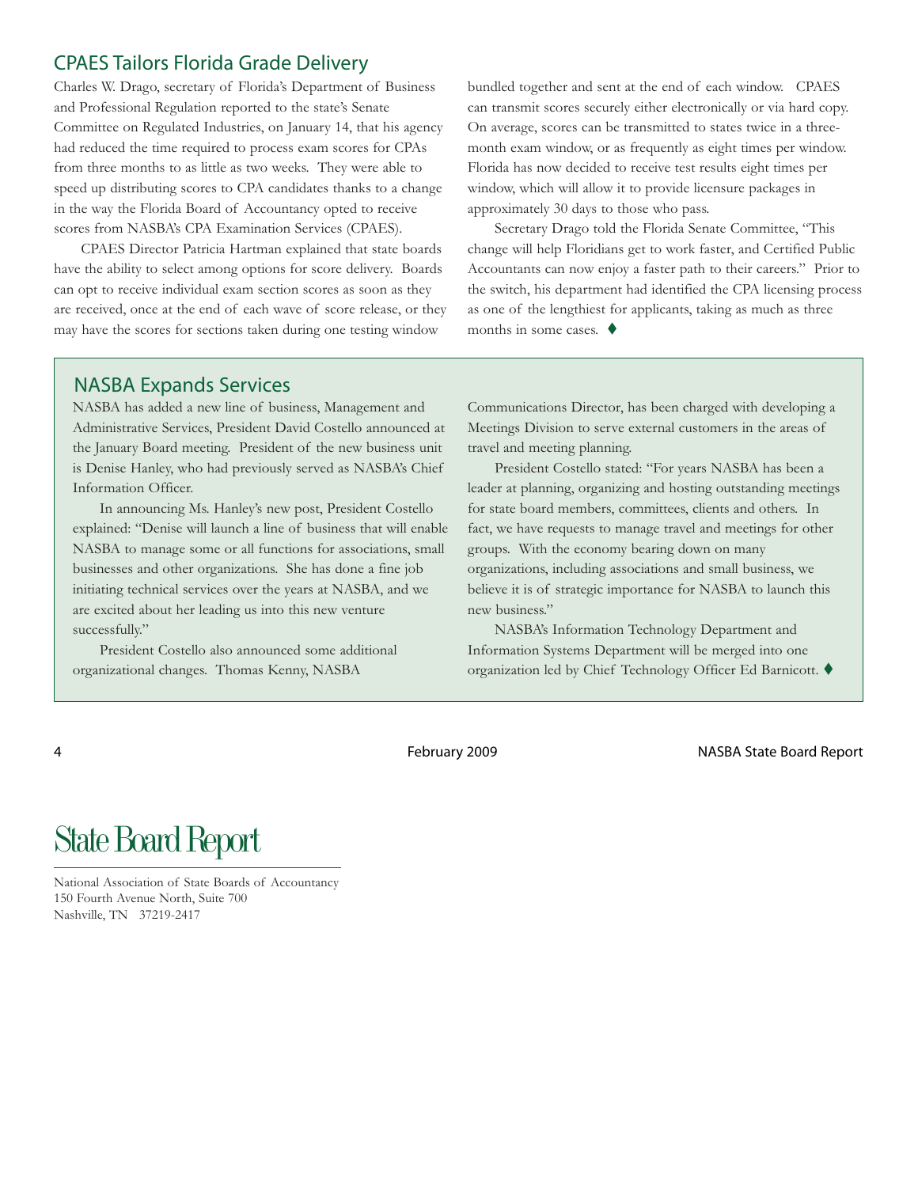## CPAES Tailors Florida Grade Delivery

Charles W. Drago, secretary of Florida's Department of Business and Professional Regulation reported to the state's Senate Committee on Regulated Industries, on January 14, that his agency had reduced the time required to process exam scores for CPAs from three months to as little as two weeks. They were able to speed up distributing scores to CPA candidates thanks to a change in the way the Florida Board of Accountancy opted to receive scores from NASBA's CPA Examination Services (CPAES).

CPAES Director Patricia Hartman explained that state boards have the ability to select among options for score delivery. Boards can opt to receive individual exam section scores as soon as they are received, once at the end of each wave of score release, or they may have the scores for sections taken during one testing window bundled together and sent at the end of each window. CPAES can transmit scores securely either electronically or via hard copy. On average, scores can be transmitted to states twice in a three-month exam window, or as frequently as eight times per window. Florida has now decided to receive test results eight times per window, which will allow it to provide licensure packages in approximately 30 days to those who pass.

Secretary Drago told the Florida Senate Committee, "This change will help Floridians get to work faster, and Certified Public Accountants can now enjoy a faster path to their careers." Prior to the switch, his department had identified the CPA licensing process as one of the lengthiest for applicants, taking as much as three months in some cases. ♦

## NASBA Expands Services

NASBA has added a new line of business, Management and Administrative Services, President David Costello announced at the January Board meeting. President of the new business unit is Denise Hanley, who had previously served as NASBA's Chief Information Officer.

In announcing Ms. Hanley's new post, President Costello explained: "Denise will launch a line of business that will enable NASBA to manage some or all functions for associations, small businesses and other organizations. She has done a fine job initiating technical services over the years at NASBA, and we are excited about her leading us into this new venture successfully."

President Costello also announced some additional organizational changes. Thomas Kenny, NASBA Communications Director, has been charged with developing a Meetings Division to serve external customers in the areas of travel and meeting planning.

President Costello stated: "For years NASBA has been a leader at planning, organizing and hosting outstanding meetings for state board members, committees, clients and others. In fact, we have requests to manage travel and meetings for other groups. With the economy bearing down on many organizations, including associations and small business, we believe it is of strategic importance for NASBA to launch this new business."

NASBA's Information Technology Department and Information Systems Department will be merged into one organization led by Chief Technology Officer Ed Barnicott. ♦

# State Board Report

National Association of State Boards of Accountancy
150 Fourth Avenue North, Suite 700
Nashville, TN 37219-2417